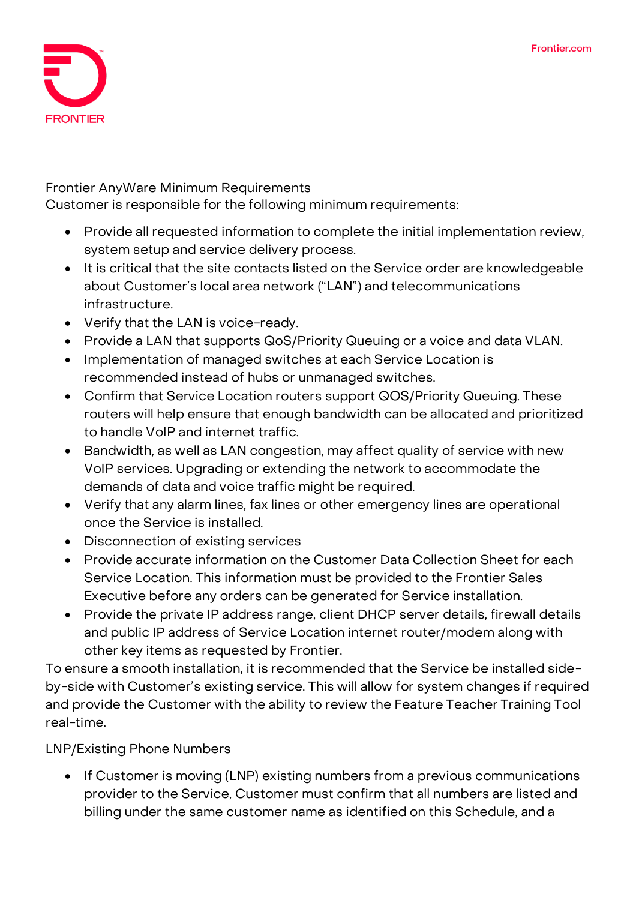Frontier AnyWare Minimum Requirements

Customer is responsible for the following minimum requirements:

- Provide all requested information to complete the initial implementation review, system setup and service delivery process.
- It is critical that the site contacts listed on the Service order are knowledgeable about Customer's local area network ("LAN") and telecommunications infrastructure.
- Verify that the LAN is voice-ready.
- Provide a LAN that supports QoS/Priority Queuing or a voice and data VLAN.
- Implementation of managed switches at each Service Location is recommended instead of hubs or unmanaged switches.
- Confirm that Service Location routers support QOS/Priority Queuing. These routers will help ensure that enough bandwidth can be allocated and prioritized to handle VoIP and internet traffic.
- Bandwidth, as well as LAN congestion, may affect quality of service with new VoIP services. Upgrading or extending the network to accommodate the demands of data and voice traffic might be required.
- Verify that any alarm lines, fax lines or other emergency lines are operational once the Service is installed.
- Disconnection of existing services
- Provide accurate information on the Customer Data Collection Sheet for each Service Location. This information must be provided to the Frontier Sales Executive before any orders can be generated for Service installation.
- Provide the private IP address range, client DHCP server details, firewall details and public IP address of Service Location internet router/modem along with other key items as requested by Frontier.

To ensure a smooth installation, it is recommended that the Service be installed side-by-side with Customer's existing service. This will allow for system changes if required and provide the Customer with the ability to review the Feature Teacher Training Tool real-time.

LNP/Existing Phone Numbers

- If Customer is moving (LNP) existing numbers from a previous communications provider to the Service, Customer must confirm that all numbers are listed and billing under the same customer name as identified on this Schedule, and a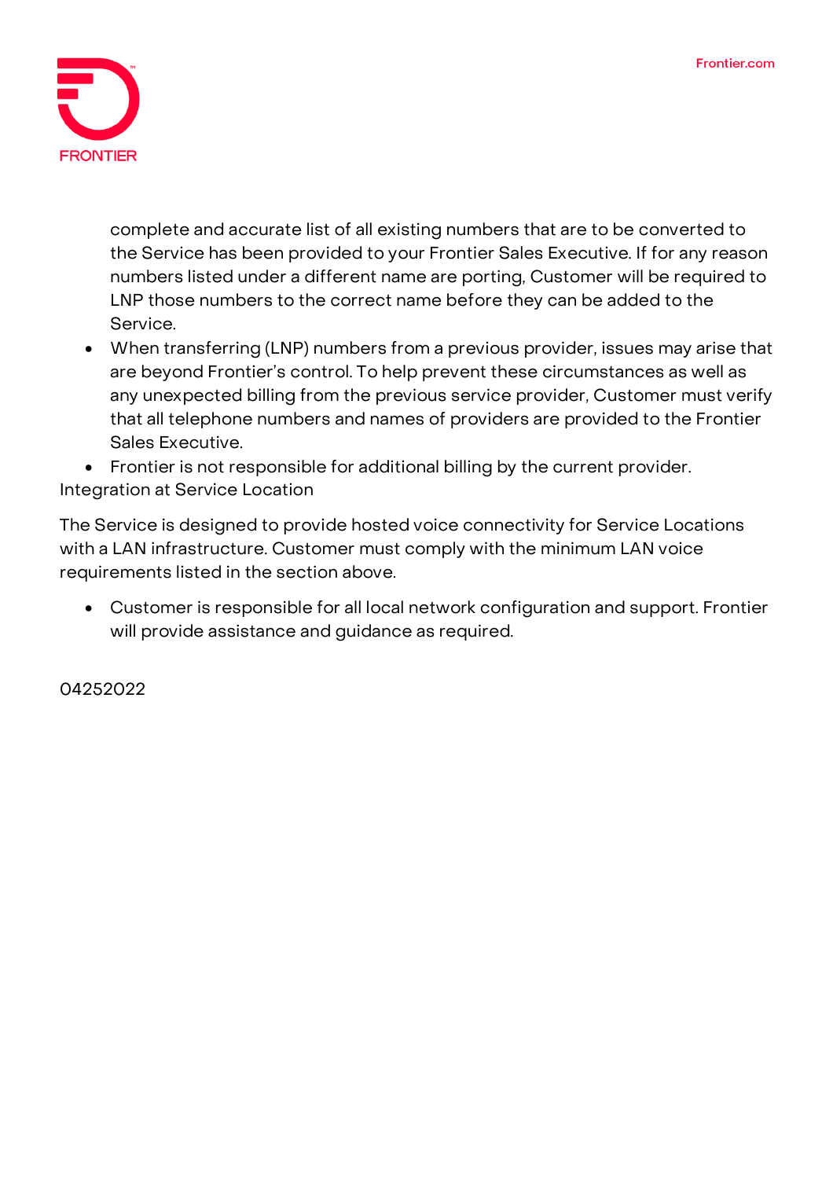complete and accurate list of all existing numbers that are to be converted to the Service has been provided to your Frontier Sales Executive. If for any reason numbers listed under a different name are porting, Customer will be required to LNP those numbers to the correct name before they can be added to the Service.

- When transferring (LNP) numbers from a previous provider, issues may arise that are beyond Frontier's control. To help prevent these circumstances as well as any unexpected billing from the previous service provider, Customer must verify that all telephone numbers and names of providers are provided to the Frontier Sales Executive.
- Frontier is not responsible for additional billing by the current provider.

Integration at Service Location

The Service is designed to provide hosted voice connectivity for Service Locations with a LAN infrastructure. Customer must comply with the minimum LAN voice requirements listed in the section above.

- Customer is responsible for all local network configuration and support. Frontier will provide assistance and guidance as required.

04252022